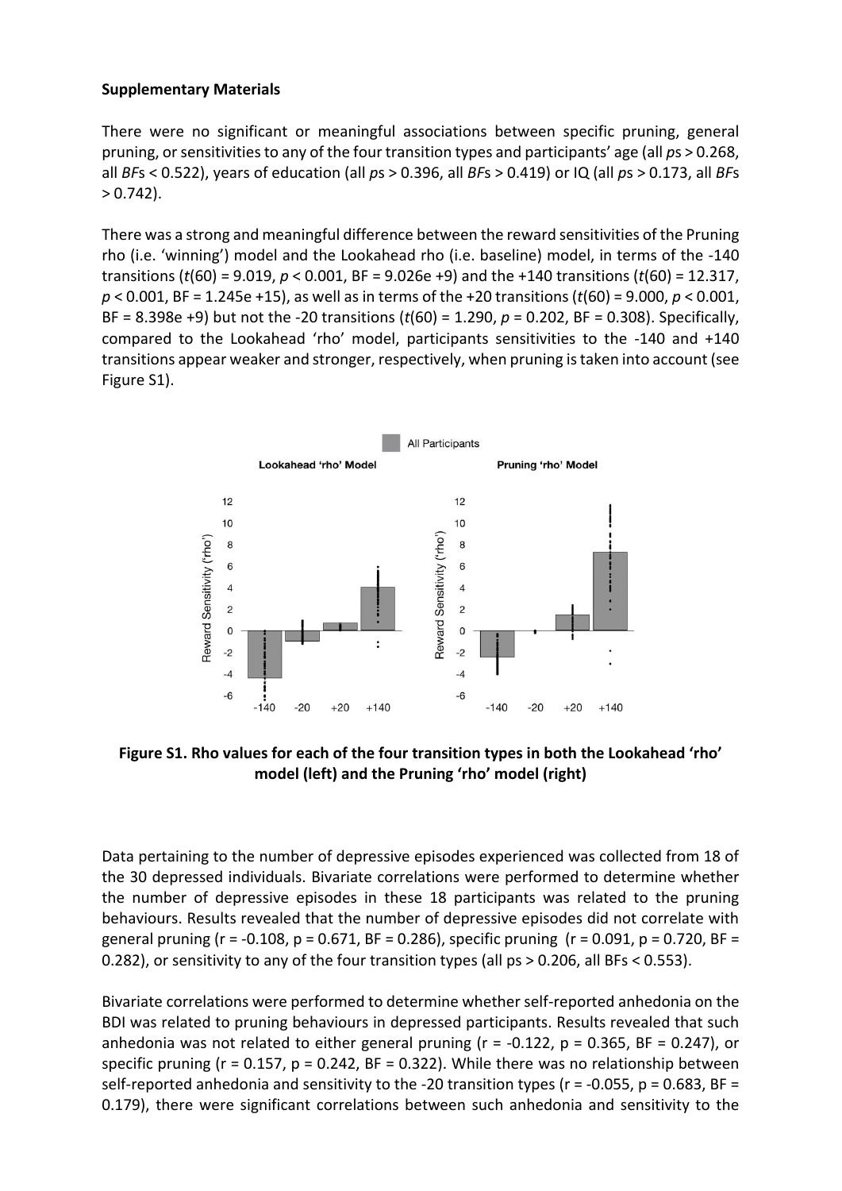**Supplementary Materials**

There were no significant or meaningful associations between specific pruning, general pruning, or sensitivities to any of the four transition types and participants' age (all *p*s > 0.268, all *BF*s < 0.522), years of education (all *p*s > 0.396, all *BF*s > 0.419) or IQ (all *p*s > 0.173, all *BF*s > 0.742).

There was a strong and meaningful difference between the reward sensitivities of the Pruning rho (i.e. 'winning') model and the Lookahead rho (i.e. baseline) model, in terms of the -140 transitions ($t(60) = 9.019$, $p < 0.001$, BF = 9.026e +9) and the +140 transitions ($t(60) = 12.317$, $p < 0.001$, BF = 1.245e +15), as well as in terms of the +20 transitions ($t(60) = 9.000$, $p < 0.001$, BF = 8.398e +9) but not the -20 transitions ($t(60) = 1.290$, $p = 0.202$, BF = 0.308). Specifically, compared to the Lookahead 'rho' model, participants sensitivities to the -140 and +140 transitions appear weaker and stronger, respectively, when pruning is taken into account (see Figure S1).

**Figure S1. Rho values for each of the four transition types in both the Lookahead 'rho' model (left) and the Pruning 'rho' model (right)**

Data pertaining to the number of depressive episodes experienced was collected from 18 of the 30 depressed individuals. Bivariate correlations were performed to determine whether the number of depressive episodes in these 18 participants was related to the pruning behaviours. Results revealed that the number of depressive episodes did not correlate with general pruning ($r = -0.108$, $p = 0.671$, BF = 0.286), specific pruning ($r = 0.091$, $p = 0.720$, BF = 0.282), or sensitivity to any of the four transition types (all ps > 0.206, all BFs < 0.553).

Bivariate correlations were performed to determine whether self-reported anhedonia on the BDI was related to pruning behaviours in depressed participants. Results revealed that such anhedonia was not related to either general pruning ($r = -0.122$, $p = 0.365$, BF = 0.247), or specific pruning ($r = 0.157$, $p = 0.242$, BF = 0.322). While there was no relationship between self-reported anhedonia and sensitivity to the -20 transition types ($r = -0.055$, $p = 0.683$, BF = 0.179), there were significant correlations between such anhedonia and sensitivity to the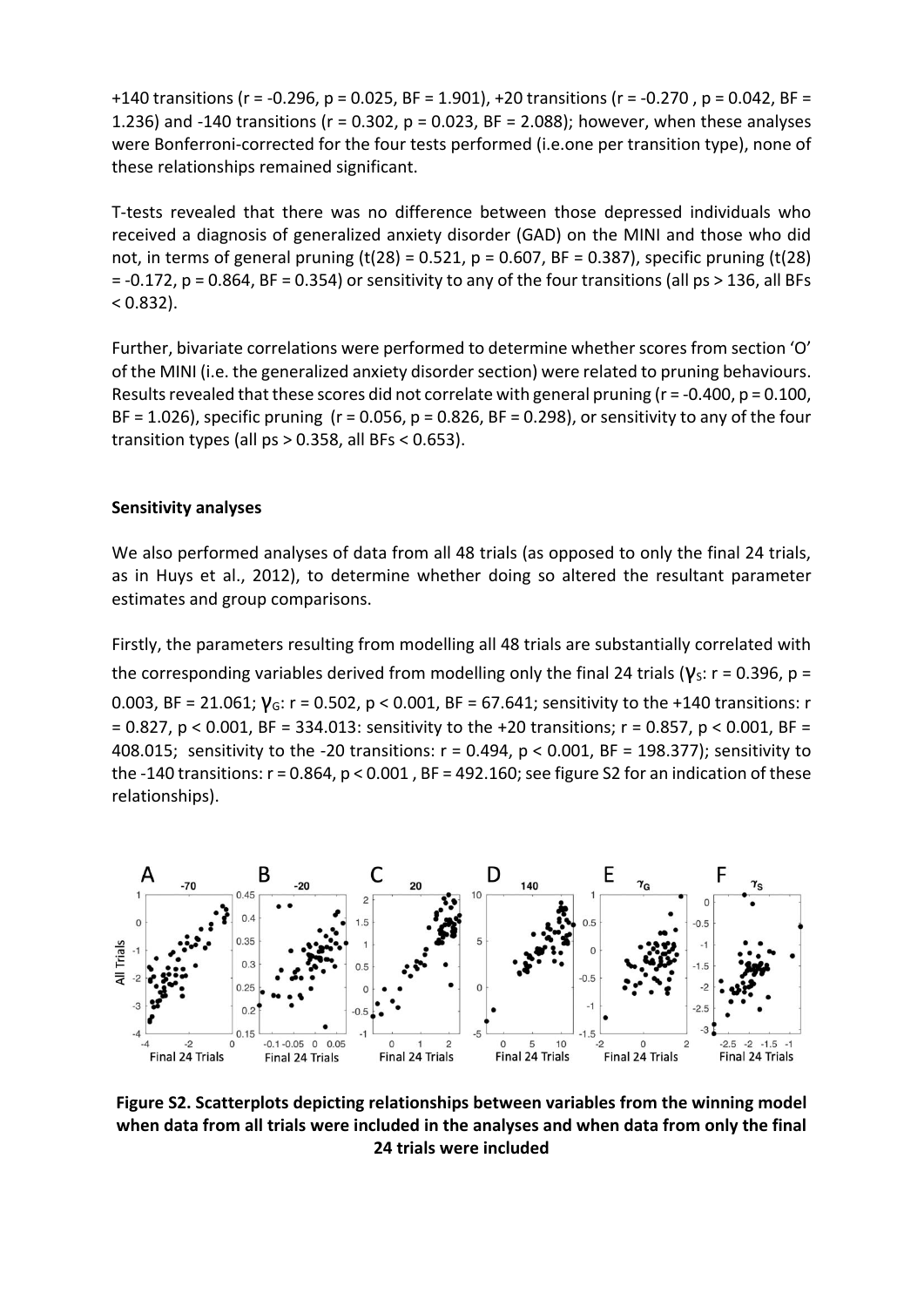+140 transitions (r = -0.296, p = 0.025, BF = 1.901), +20 transitions (r = -0.270 , p = 0.042, BF = 1.236) and -140 transitions (r = 0.302, p = 0.023, BF = 2.088); however, when these analyses were Bonferroni-corrected for the four tests performed (i.e.one per transition type), none of these relationships remained significant.

T-tests revealed that there was no difference between those depressed individuals who received a diagnosis of generalized anxiety disorder (GAD) on the MINI and those who did not, in terms of general pruning (t(28) = 0.521, p = 0.607, BF = 0.387), specific pruning (t(28) = -0.172, p = 0.864, BF = 0.354) or sensitivity to any of the four transitions (all ps > 136, all BFs < 0.832).

Further, bivariate correlations were performed to determine whether scores from section 'O' of the MINI (i.e. the generalized anxiety disorder section) were related to pruning behaviours. Results revealed that these scores did not correlate with general pruning (r = -0.400, p = 0.100, BF = 1.026), specific pruning (r = 0.056, p = 0.826, BF = 0.298), or sensitivity to any of the four transition types (all ps > 0.358, all BFs < 0.653).

**Sensitivity analyses**

We also performed analyses of data from all 48 trials (as opposed to only the final 24 trials, as in Huys et al., 2012), to determine whether doing so altered the resultant parameter estimates and group comparisons.

Firstly, the parameters resulting from modelling all 48 trials are substantially correlated with the corresponding variables derived from modelling only the final 24 trials ($\gamma_S$: r = 0.396, p = 0.003, BF = 21.061; $\gamma_G$: r = 0.502, p < 0.001, BF = 67.641; sensitivity to the +140 transitions: r = 0.827, p < 0.001, BF = 334.013: sensitivity to the +20 transitions; r = 0.857, p < 0.001, BF = 408.015; sensitivity to the -20 transitions: r = 0.494, p < 0.001, BF = 198.377); sensitivity to the -140 transitions: r = 0.864, p < 0.001 , BF = 492.160; see figure S2 for an indication of these relationships).

**Figure S2. Scatterplots depicting relationships between variables from the winning model when data from all trials were included in the analyses and when data from only the final 24 trials were included**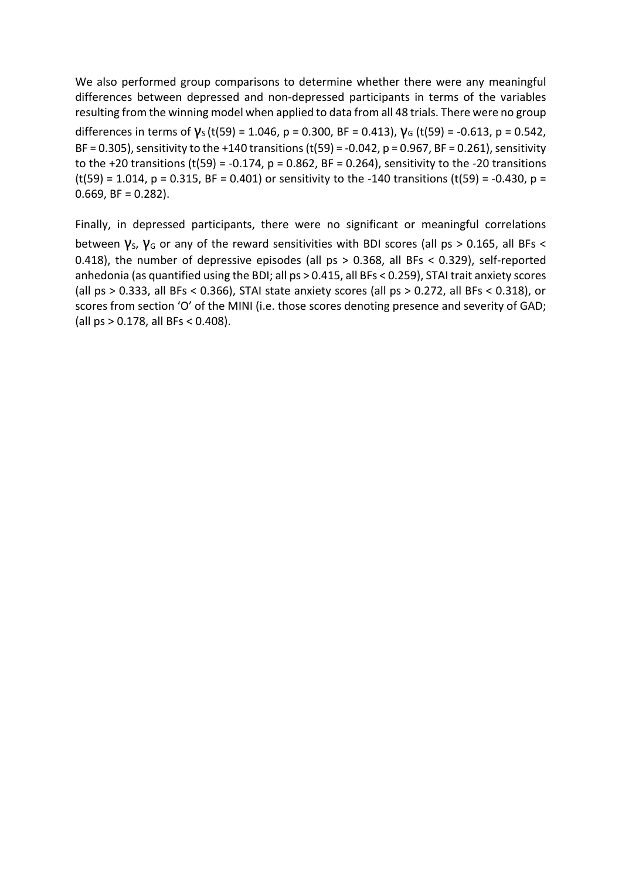We also performed group comparisons to determine whether there were any meaningful differences between depressed and non-depressed participants in terms of the variables resulting from the winning model when applied to data from all 48 trials. There were no group differences in terms of $\gamma_S$ ($t(59) = 1.046$, $p = 0.300$, BF = 0.413), $\gamma_G$ ($t(59) = -0.613$, $p = 0.542$, BF = 0.305), sensitivity to the +140 transitions ($t(59) = -0.042$, $p = 0.967$, BF = 0.261), sensitivity to the +20 transitions ($t(59) = -0.174$, $p = 0.862$, BF = 0.264), sensitivity to the -20 transitions ($t(59) = 1.014$, $p = 0.315$, BF = 0.401) or sensitivity to the -140 transitions ($t(59) = -0.430$, $p = 0.669$, BF = 0.282).

Finally, in depressed participants, there were no significant or meaningful correlations between $\gamma_S$, $\gamma_G$ or any of the reward sensitivities with BDI scores (all ps > 0.165, all BFs < 0.418), the number of depressive episodes (all ps > 0.368, all BFs < 0.329), self-reported anhedonia (as quantified using the BDI; all ps > 0.415, all BFs < 0.259), STAI trait anxiety scores (all ps > 0.333, all BFs < 0.366), STAI state anxiety scores (all ps > 0.272, all BFs < 0.318), or scores from section 'O' of the MINI (i.e. those scores denoting presence and severity of GAD; (all ps > 0.178, all BFs < 0.408).